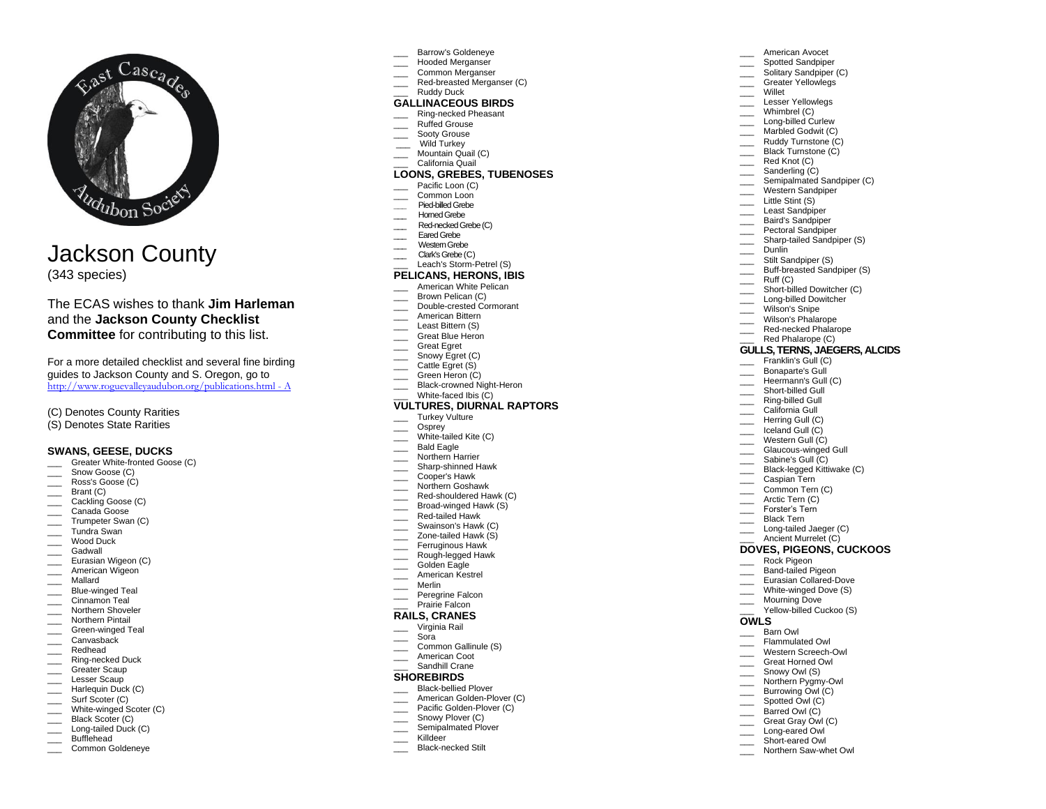# Jackson County

(343 species)

The ECAS wishes to thank **Jim Harleman** and the **Jackson County Checklist Committee** for contributing to this list.

For a more detailed checklist and several fine birding guides to Jackson County and S. Oregon, go to http://www.roguevalleyaudubon.org/publications.html - A

(C) Denotes County Rarities
(S) Denotes State Rarities

## SWANS, GEESE, DUCKS

___ Greater White-fronted Goose (C)
___ Snow Goose (C)
___ Ross's Goose (C)
___ Brant (C)
___ Cackling Goose (C)
___ Canada Goose
___ Trumpeter Swan (C)
___ Tundra Swan
___ Wood Duck
___ Gadwall
___ Eurasian Wigeon (C)
___ American Wigeon
___ Mallard
___ Blue-winged Teal
___ Cinnamon Teal
___ Northern Shoveler
___ Northern Pintail
___ Green-winged Teal
___ Canvasback
___ Redhead
___ Ring-necked Duck
___ Greater Scaup
___ Lesser Scaup
___ Harlequin Duck (C)
___ Surf Scoter (C)
___ White-winged Scoter (C)
___ Black Scoter (C)
___ Long-tailed Duck (C)
___ Bufflehead
___ Common Goldeneye
___ Barrow's Goldeneye
___ Hooded Merganser
___ Common Merganser
___ Red-breasted Merganser (C)
___ Ruddy Duck

## GALLINACEOUS BIRDS

___ Ring-necked Pheasant
___ Ruffed Grouse
___ Sooty Grouse
___ Wild Turkey
___ Mountain Quail (C)
___ California Quail

## LOONS, GREBES, TUBENOSES

___ Pacific Loon (C)
___ Common Loon
___ Pied-billed Grebe
___ Horned Grebe
___ Red-necked Grebe (C)
___ Eared Grebe
___ Western Grebe
___ Clark's Grebe (C)
___ Leach's Storm-Petrel (S)

## PELICANS, HERONS, IBIS

___ American White Pelican
___ Brown Pelican (C)
___ Double-crested Cormorant
___ American Bittern
___ Least Bittern (S)
___ Great Blue Heron
___ Great Egret
___ Snowy Egret (C)
___ Cattle Egret (S)
___ Green Heron (C)
___ Black-crowned Night-Heron
___ White-faced Ibis (C)

## VULTURES, DIURNAL RAPTORS

___ Turkey Vulture
___ Osprey
___ White-tailed Kite (C)
___ Bald Eagle
___ Northern Harrier
___ Sharp-shinned Hawk
___ Cooper's Hawk
___ Northern Goshawk
___ Red-shouldered Hawk (C)
___ Broad-winged Hawk (S)
___ Red-tailed Hawk
___ Swainson's Hawk (C)
___ Zone-tailed Hawk (S)
___ Ferruginous Hawk
___ Rough-legged Hawk
___ Golden Eagle
___ American Kestrel
___ Merlin
___ Peregrine Falcon
___ Prairie Falcon

## RAILS, CRANES

___ Virginia Rail
___ Sora
___ Common Gallinule (S)
___ American Coot
___ Sandhill Crane

## SHOREBIRDS

___ Black-bellied Plover
___ American Golden-Plover (C)
___ Pacific Golden-Plover (C)
___ Snowy Plover (C)
___ Semipalmated Plover
___ Killdeer
___ Black-necked Stilt
___ American Avocet
___ Spotted Sandpiper
___ Solitary Sandpiper (C)
___ Greater Yellowlegs
___ Willet
___ Lesser Yellowlegs
___ Whimbrel (C)
___ Long-billed Curlew
___ Marbled Godwit (C)
___ Ruddy Turnstone (C)
___ Black Turnstone (C)
___ Red Knot (C)
___ Sanderling (C)
___ Semipalmated Sandpiper (C)
___ Western Sandpiper
___ Little Stint (S)
___ Least Sandpiper
___ Baird's Sandpiper
___ Pectoral Sandpiper
___ Sharp-tailed Sandpiper (S)
___ Dunlin
___ Stilt Sandpiper (S)
___ Buff-breasted Sandpiper (S)
___ Ruff (C)
___ Short-billed Dowitcher (C)
___ Long-billed Dowitcher
___ Wilson's Snipe
___ Wilson's Phalarope
___ Red-necked Phalarope
___ Red Phalarope (C)

## GULLS, TERNS, JAEGERS, ALCIDS

___ Franklin's Gull (C)
___ Bonaparte's Gull
___ Heermann's Gull (C)
___ Short-billed Gull
___ Ring-billed Gull
___ California Gull
___ Herring Gull (C)
___ Iceland Gull (C)
___ Western Gull (C)
___ Glaucous-winged Gull
___ Sabine's Gull (C)
___ Black-legged Kittiwake (C)
___ Caspian Tern
___ Common Tern (C)
___ Arctic Tern (C)
___ Forster's Tern
___ Black Tern
___ Long-tailed Jaeger (C)
___ Ancient Murrelet (C)

## DOVES, PIGEONS, CUCKOOS

___ Rock Pigeon
___ Band-tailed Pigeon
___ Eurasian Collared-Dove
___ White-winged Dove (S)
___ Mourning Dove
___ Yellow-billed Cuckoo (S)

## OWLS

___ Barn Owl
___ Flammulated Owl
___ Western Screech-Owl
___ Great Horned Owl
___ Snowy Owl (S)
___ Northern Pygmy-Owl
___ Burrowing Owl (C)
___ Spotted Owl (C)
___ Barred Owl (C)
___ Great Gray Owl (C)
___ Long-eared Owl
___ Short-eared Owl
___ Northern Saw-whet Owl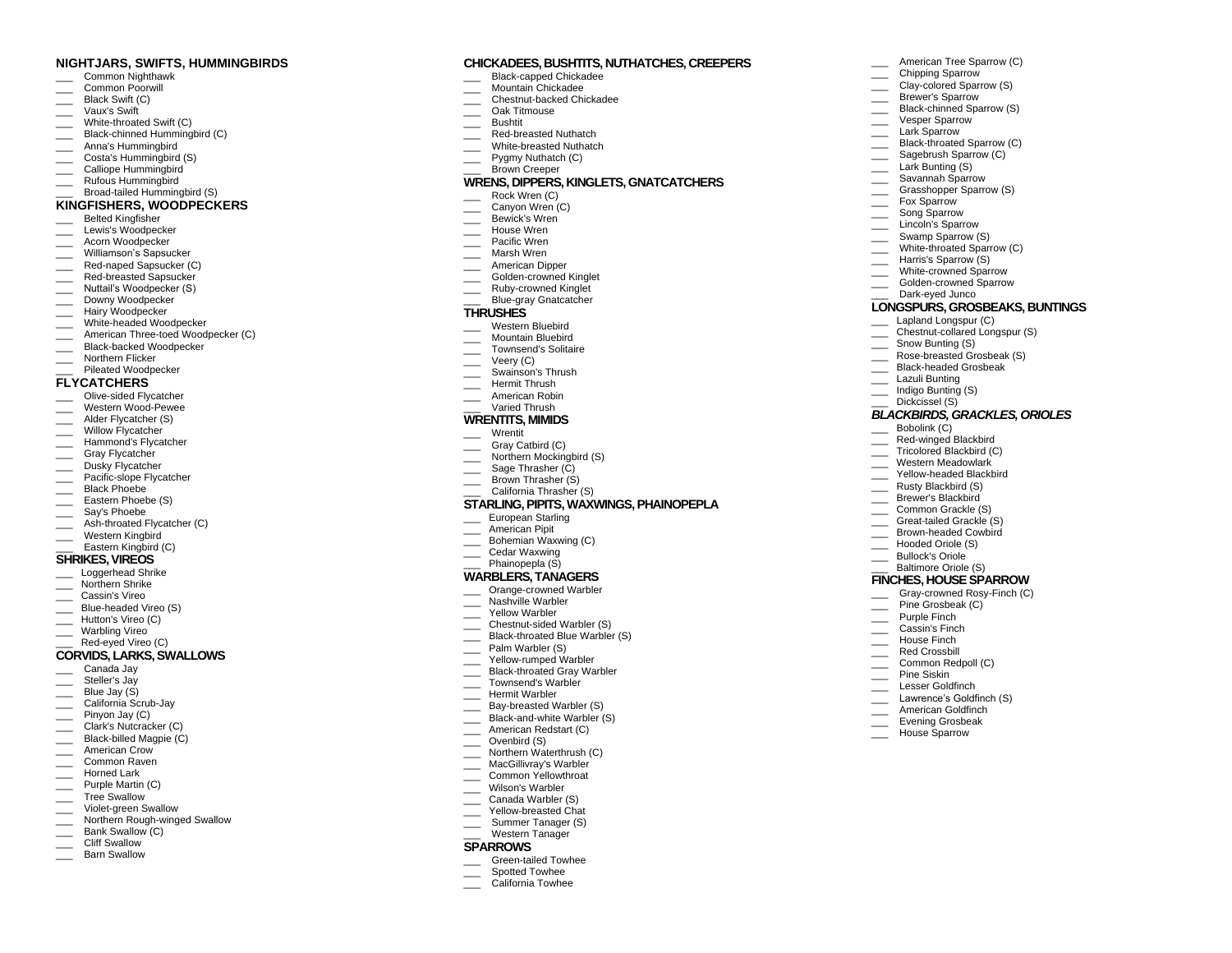## NIGHTJARS, SWIFTS, HUMMINGBIRDS

- ___ Common Nighthawk
- ___ Common Poorwill
- ___ Black Swift (C)
- ___ Vaux's Swift
- ___ White-throated Swift (C)
- ___ Black-chinned Hummingbird (C)
- ___ Anna's Hummingbird
- ___ Costa's Hummingbird (S)
- ___ Calliope Hummingbird
- ___ Rufous Hummingbird
- ___ Broad-tailed Hummingbird (S)

## KINGFISHERS, WOODPECKERS

- ___ Belted Kingfisher
- ___ Lewis's Woodpecker
- ___ Acorn Woodpecker
- ___ Williamson's Sapsucker
- ___ Red-naped Sapsucker (C)
- ___ Red-breasted Sapsucker
- ___ Nuttail's Woodpecker (S)
- ___ Downy Woodpecker
- ___ Hairy Woodpecker
- ___ White-headed Woodpecker
- ___ American Three-toed Woodpecker (C)
- ___ Black-backed Woodpecker
- ___ Northern Flicker
- ___ Pileated Woodpecker

## FLYCATCHERS

- ___ Olive-sided Flycatcher
- ___ Western Wood-Pewee
- ___ Alder Flycatcher (S)
- ___ Willow Flycatcher
- ___ Hammond's Flycatcher
- ___ Gray Flycatcher
- ___ Dusky Flycatcher
- ___ Pacific-slope Flycatcher
- ___ Black Phoebe
- ___ Eastern Phoebe (S)
- ___ Say's Phoebe
- ___ Ash-throated Flycatcher (C)
- ___ Western Kingbird
- ___ Eastern Kingbird (C)

## SHRIKES, VIREOS

- ___ Loggerhead Shrike
- ___ Northern Shrike
- ___ Cassin's Vireo
- ___ Blue-headed Vireo (S)
- ___ Hutton's Vireo (C)
- ___ Warbling Vireo
- ___ Red-eyed Vireo (C)

## CORVIDS, LARKS, SWALLOWS

- ___ Canada Jay
- ___ Steller's Jay
- ___ Blue Jay (S)
- ___ California Scrub-Jay
- ___ Pinyon Jay (C)
- ___ Clark's Nutcracker (C)
- ___ Black-billed Magpie (C)
- ___ American Crow
- ___ Common Raven
- ___ Horned Lark
- ___ Purple Martin (C)
- ___ Tree Swallow
- ___ Violet-green Swallow
- ___ Northern Rough-winged Swallow
- ___ Bank Swallow (C)
- ___ Cliff Swallow
- ___ Barn Swallow

## CHICKADEES, BUSHTITS, NUTHATCHES, CREEPERS

- ___ Black-capped Chickadee
- ___ Mountain Chickadee
- ___ Chestnut-backed Chickadee
- ___ Oak Titmouse
- ___ Bushtit
- ___ Red-breasted Nuthatch
- ___ White-breasted Nuthatch
- ___ Pygmy Nuthatch (C)
- ___ Brown Creeper

## WRENS, DIPPERS, KINGLETS, GNATCATCHERS

- ___ Rock Wren (C)
- ___ Canyon Wren (C)
- ___ Bewick's Wren
- ___ House Wren
- ___ Pacific Wren
- ___ Marsh Wren
- ___ American Dipper
- ___ Golden-crowned Kinglet
- ___ Ruby-crowned Kinglet
- ___ Blue-gray Gnatcatcher

## THRUSHES

- ___ Western Bluebird
- ___ Mountain Bluebird
- ___ Townsend's Solitaire
- ___ Veery (C)
- ___ Swainson's Thrush
- ___ Hermit Thrush
- ___ American Robin
- ___ Varied Thrush

## WRENTITS, MIMIDS

- ___ Wrentit
- ___ Gray Catbird (C)
- ___ Northern Mockingbird (S)
- ___ Sage Thrasher (C)
- ___ Brown Thrasher (S)
- ___ California Thrasher (S)

## STARLING, PIPITS, WAXWINGS, PHAINOPEPLA

- ___ European Starling
- ___ American Pipit
- ___ Bohemian Waxwing (C)
- ___ Cedar Waxwing
- ___ Phainopepla (S)

## WARBLERS, TANAGERS

- ___ Orange-crowned Warbler
- ___ Nashville Warbler
- ___ Yellow Warbler
- ___ Chestnut-sided Warbler (S)
- ___ Black-throated Blue Warbler (S)
- ___ Palm Warbler (S)
- ___ Yellow-rumped Warbler
- ___ Black-throated Gray Warbler
- ___ Townsend's Warbler
- ___ Hermit Warbler
- ___ Bay-breasted Warbler (S)
- ___ Black-and-white Warbler (S)
- ___ American Redstart (C)
- ___ Ovenbird (S)
- ___ Northern Waterthrush (C)
- ___ MacGillivray's Warbler
- ___ Common Yellowthroat
- ___ Wilson's Warbler
- ___ Canada Warbler (S)
- ___ Yellow-breasted Chat
- ___ Summer Tanager (S)
- ___ Western Tanager

## SPARROWS

- ___ Green-tailed Towhee
- ___ Spotted Towhee
- ___ California Towhee
- ___ American Tree Sparrow (C)
- ___ Chipping Sparrow
- ___ Clay-colored Sparrow (S)
- ___ Brewer's Sparrow
- ___ Black-chinned Sparrow (S)
- ___ Vesper Sparrow
- ___ Lark Sparrow
- ___ Black-throated Sparrow (C)
- ___ Sagebrush Sparrow (C)
- ___ Lark Bunting (S)
- ___ Savannah Sparrow
- ___ Grasshopper Sparrow (S)
- ___ Fox Sparrow
- ___ Song Sparrow
- ___ Lincoln's Sparrow
- ___ Swamp Sparrow (S)
- ___ White-throated Sparrow (C)
- ___ Harris's Sparrow (S)
- ___ White-crowned Sparrow
- ___ Golden-crowned Sparrow
- ___ Dark-eyed Junco

## LONGSPURS, GROSBEAKS, BUNTINGS

- ___ Lapland Longspur (C)
- ___ Chestnut-collared Longspur (S)
- ___ Snow Bunting (S)
- ___ Rose-breasted Grosbeak (S)
- ___ Black-headed Grosbeak
- ___ Lazuli Bunting
- ___ Indigo Bunting (S)
- ___ Dickcissel (S)

## *BLACKBIRDS, GRACKLES, ORIOLES*

- ___ Bobolink (C)
- ___ Red-winged Blackbird
- ___ Tricolored Blackbird (C)
- ___ Western Meadowlark
- ___ Yellow-headed Blackbird
- ___ Rusty Blackbird (S)
- ___ Brewer's Blackbird
- ___ Common Grackle (S)
- ___ Great-tailed Grackle (S)
- ___ Brown-headed Cowbird
- ___ Hooded Oriole (S)
- ___ Bullock's Oriole
- ___ Baltimore Oriole (S)

## FINCHES, HOUSE SPARROW

- ___ Gray-crowned Rosy-Finch (C)
- ___ Pine Grosbeak (C)
- ___ Purple Finch
- ___ Cassin's Finch
- ___ House Finch
- ___ Red Crossbill
- ___ Common Redpoll (C)
- ___ Pine Siskin
- ___ Lesser Goldfinch
- ___ Lawrence's Goldfinch (S)
- ___ American Goldfinch
- ___ Evening Grosbeak
- ___ House Sparrow